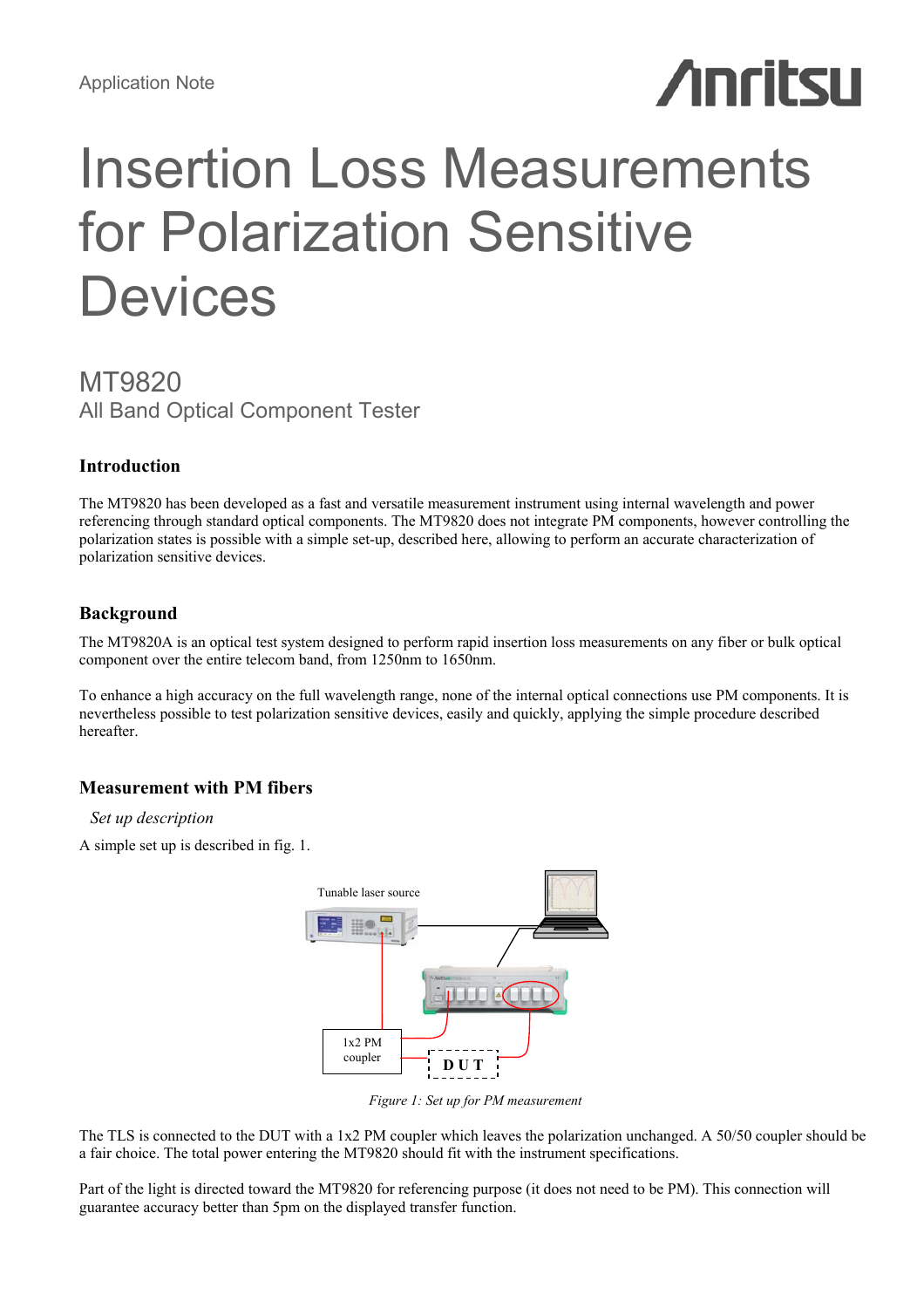Application Note

# Insertion Loss Measurements for Polarization Sensitive Devices

## MT9820
All Band Optical Component Tester

### Introduction

The MT9820 has been developed as a fast and versatile measurement instrument using internal wavelength and power referencing through standard optical components. The MT9820 does not integrate PM components, however controlling the polarization states is possible with a simple set-up, described here, allowing to perform an accurate characterization of polarization sensitive devices.

### Background

The MT9820A is an optical test system designed to perform rapid insertion loss measurements on any fiber or bulk optical component over the entire telecom band, from 1250nm to 1650nm.

To enhance a high accuracy on the full wavelength range, none of the internal optical connections use PM components. It is nevertheless possible to test polarization sensitive devices, easily and quickly, applying the simple procedure described hereafter.

### Measurement with PM fibers

*Set up description*

A simple set up is described in fig. 1.

Tunable laser source

1x2 PM coupler

DUT

*Figure 1: Set up for PM measurement*

The TLS is connected to the DUT with a 1x2 PM coupler which leaves the polarization unchanged. A 50/50 coupler should be a fair choice. The total power entering the MT9820 should fit with the instrument specifications.

Part of the light is directed toward the MT9820 for referencing purpose (it does not need to be PM). This connection will guarantee accuracy better than 5pm on the displayed transfer function.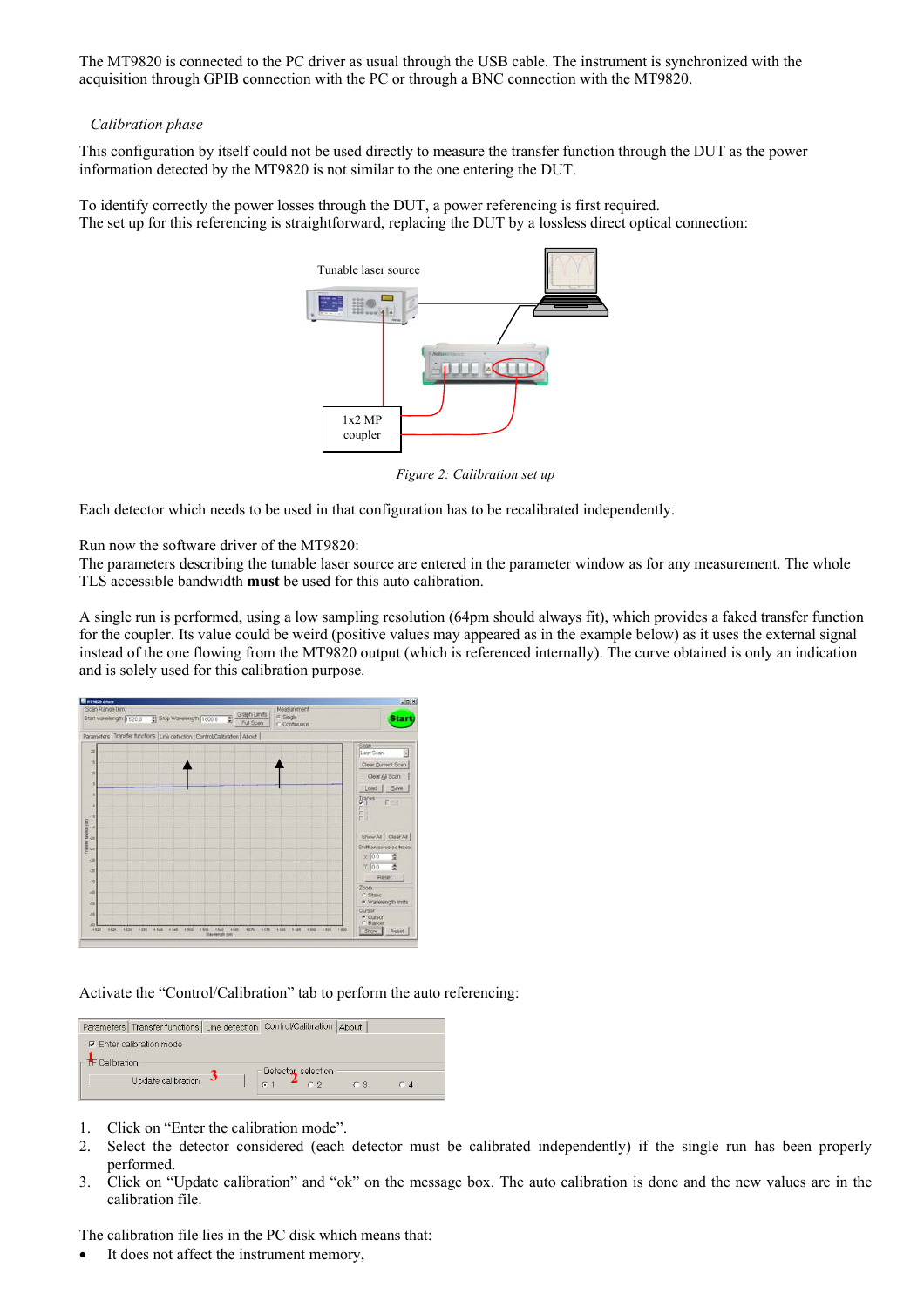The MT9820 is connected to the PC driver as usual through the USB cable. The instrument is synchronized with the acquisition through GPIB connection with the PC or through a BNC connection with the MT9820.

*Calibration phase*

This configuration by itself could not be used directly to measure the transfer function through the DUT as the power information detected by the MT9820 is not similar to the one entering the DUT.

To identify correctly the power losses through the DUT, a power referencing is first required.
The set up for this referencing is straightforward, replacing the DUT by a lossless direct optical connection:

*Figure 2: Calibration set up*

Each detector which needs to be used in that configuration has to be recalibrated independently.

Run now the software driver of the MT9820:
The parameters describing the tunable laser source are entered in the parameter window as for any measurement. The whole TLS accessible bandwidth **must** be used for this auto calibration.

A single run is performed, using a low sampling resolution (64pm should always fit), which provides a faked transfer function for the coupler. Its value could be weird (positive values may appeared as in the example below) as it uses the external signal instead of the one flowing from the MT9820 output (which is referenced internally). The curve obtained is only an indication and is solely used for this calibration purpose.

Activate the "Control/Calibration" tab to perform the auto referencing:

1. Click on "Enter the calibration mode".
2. Select the detector considered (each detector must be calibrated independently) if the single run has been properly performed.
3. Click on "Update calibration" and "ok" on the message box. The auto calibration is done and the new values are in the calibration file.

The calibration file lies in the PC disk which means that:

- It does not affect the instrument memory,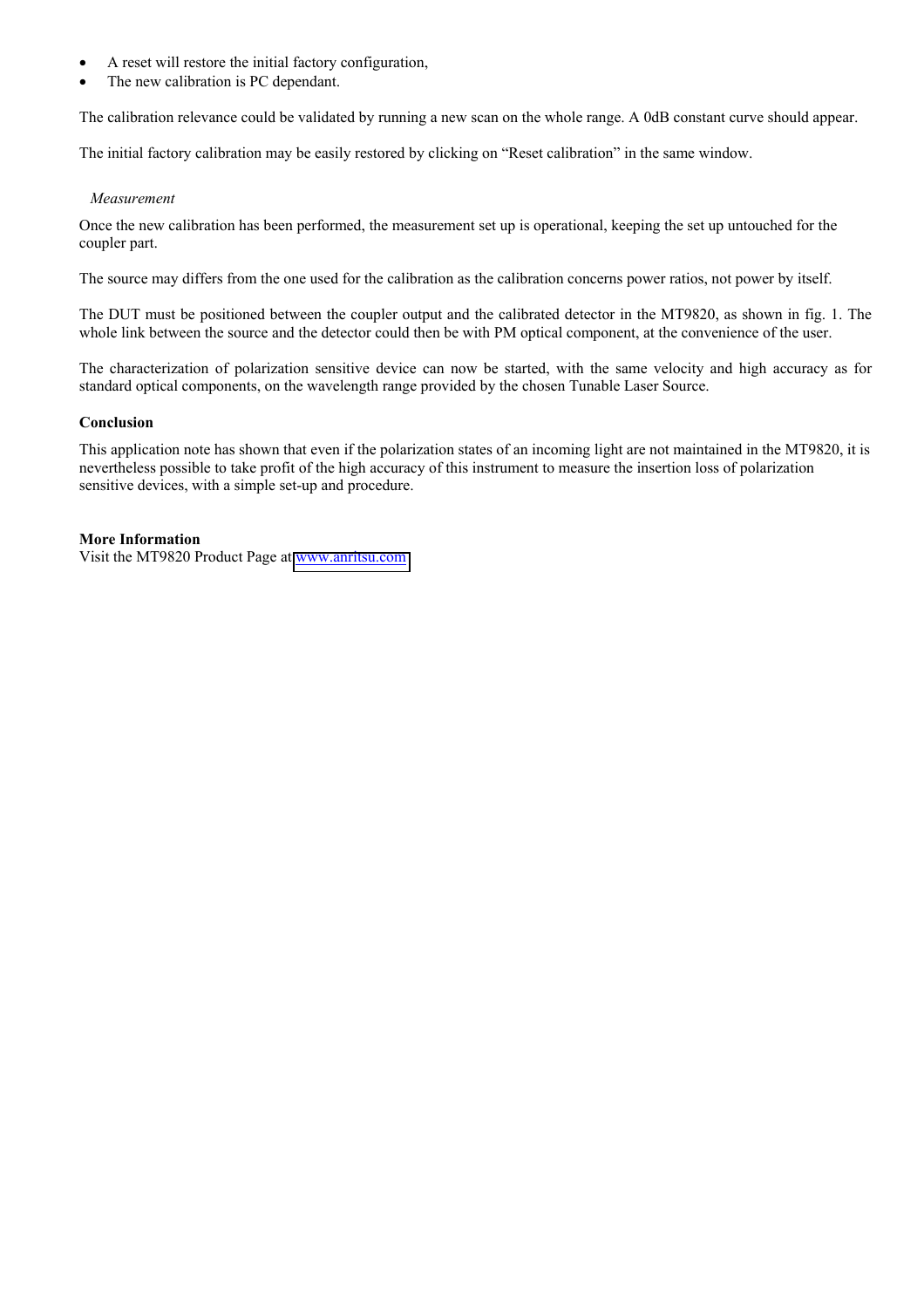- A reset will restore the initial factory configuration,
- The new calibration is PC dependant.

The calibration relevance could be validated by running a new scan on the whole range. A 0dB constant curve should appear.

The initial factory calibration may be easily restored by clicking on "Reset calibration" in the same window.

*Measurement*

Once the new calibration has been performed, the measurement set up is operational, keeping the set up untouched for the coupler part.

The source may differs from the one used for the calibration as the calibration concerns power ratios, not power by itself.

The DUT must be positioned between the coupler output and the calibrated detector in the MT9820, as shown in fig. 1. The whole link between the source and the detector could then be with PM optical component, at the convenience of the user.

The characterization of polarization sensitive device can now be started, with the same velocity and high accuracy as for standard optical components, on the wavelength range provided by the chosen Tunable Laser Source.

**Conclusion**

This application note has shown that even if the polarization states of an incoming light are not maintained in the MT9820, it is nevertheless possible to take profit of the high accuracy of this instrument to measure the insertion loss of polarization sensitive devices, with a simple set-up and procedure.

**More Information**

Visit the MT9820 Product Page at www.anritsu.com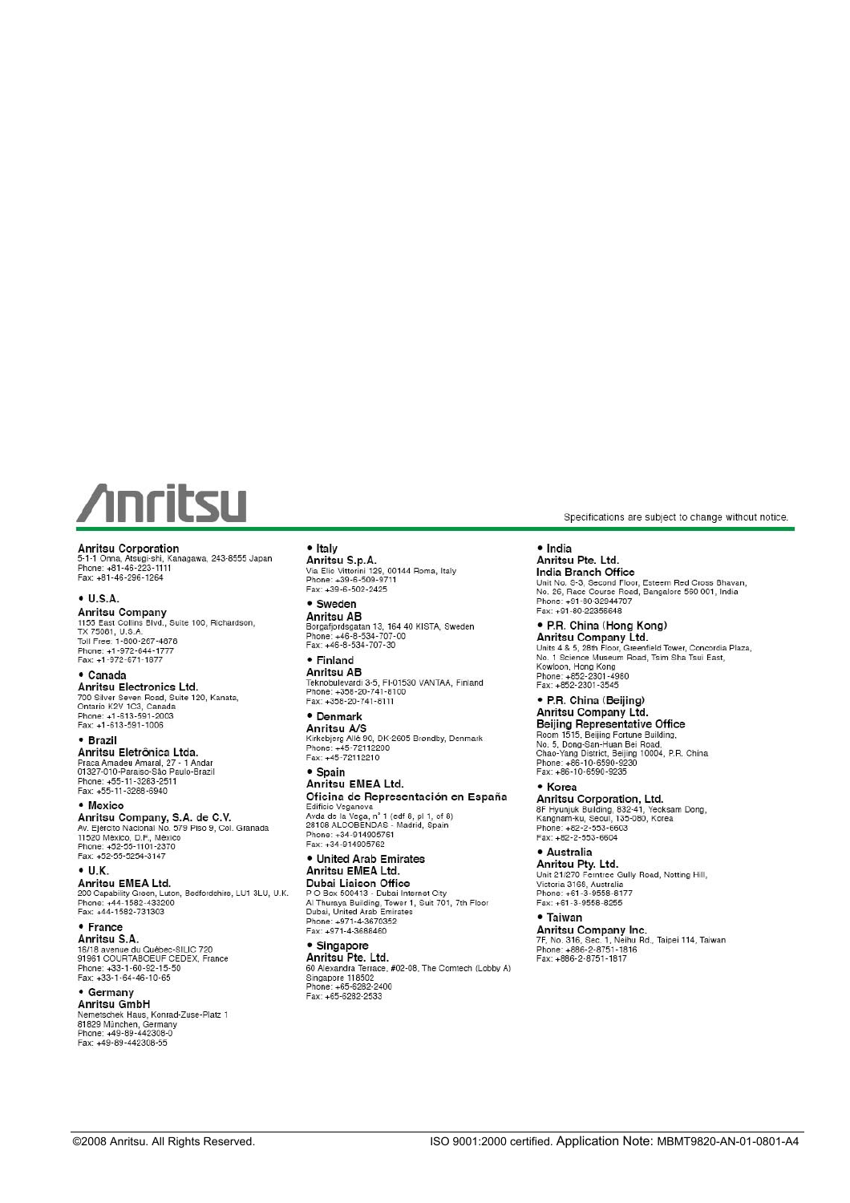Anritsu

Specifications are subject to change without notice.

**Anritsu Corporation**
5-1-1 Onna, Atsugi-shi, Kanagawa, 243-8555 Japan
Phone: +81-46-223-1111
Fax: +81-46-296-1264

- **U.S.A.**

**Anritsu Company**
1155 East Collins Blvd., Suite 100, Richardson, TX 75081, U.S.A.
Toll Free: 1-800-267-4878
Phone: +1-972-644-1777
Fax: +1-972-671-1877

- **Canada**

**Anritsu Electronics Ltd.**
700 Silver Seven Road, Suite 120, Kanata, Ontario K2V 1C3, Canada
Phone: +1-613-591-2003
Fax: +1-613-591-1006

- **Brazil**

**Anritsu Eletrônica Ltda.**
Praca Amadeu Amaral, 27 - 1 Andar
01327-010-Paraiso-São Paulo-Brazil
Phone: +55-11-3283-2511
Fax: +55-11-3288-6940

- **Mexico**

**Anritsu Company, S.A. de C.V.**
Av. Ejercito Nacional No. 579 Piso 9, Col. Granada
11520 México, D.F., México
Phone: +52-55-1101-2370
Fax: +52-55-5254-3147

- **U.K.**

**Anritsu EMEA Ltd.**
200 Capability Green, Luton, Bedfordshire, LU1 3LU, U.K.
Phone: +44-1582-433200
Fax: +44-1582-731303

- **France**

**Anritsu S.A.**
16/18 avenue du Québec-SILIC 720
91961 COURTABOEUF CEDEX, France
Phone: +33-1-60-92-15-50
Fax: +33-1-64-46-10-65

- **Germany**

**Anritsu GmbH**
Nemetschek Haus, Konrad-Zuse-Platz 1
81829 München, Germany
Phone: +49-89-442308-0
Fax: +49-89-442308-55

- **Italy**

**Anritsu S.p.A.**
Via Elio Vittorini 129, 00144 Roma, Italy
Phone: +39-6-509-9711
Fax: +39-6-502-2425

- **Sweden**

**Anritsu AB**
Borgafjordsgatan 13, 164 40 KISTA, Sweden
Phone: +46-8-534-707-00
Fax: +46-8-534-707-30

- **Finland**

**Anritsu AB**
Teknobulevardi 3-5, FI-01530 VANTAA, Finland
Phone: +358-20-741-8100
Fax: +358-20-741-8111

- **Denmark**

**Anritsu A/S**
Kirkebjerg Allé 90, DK-2605 Brøndby, Denmark
Phone: +45-72112200
Fax: +45-72112210

- **Spain**

**Anritsu EMEA Ltd.**
**Oficina de Representación en España**
Edificio Veganova
Avda de la Vega, n° 1 (edf 8, pl 1, of 8)
28108 ALCOBENDAS - Madrid, Spain
Phone: +34-914905761
Fax: +34-914905762

- **United Arab Emirates**

**Anritsu EMEA Ltd.**
**Dubai Liaison Office**
P O Box 500413 - Dubai Internet City
Al Thuraya Building, Tower 1, Suit 701, 7th Floor
Dubai, United Arab Emirates
Phone: +971-4-3670352
Fax: +971-4-3688460

- **Singapore**

**Anritsu Pte. Ltd.**
60 Alexandra Terrace, #02-08, The Comtech (Lobby A)
Singapore 118502
Phone: +65-6282-2400
Fax: +65-6282-2533

- **India**

**Anritsu Pte. Ltd.**
**India Branch Office**
Unit No. S-3, Second Floor, Esteem Red Cross Bhavan,
No. 26, Race Course Road, Bangalore 560 001, India
Phone: +91-80-32944707
Fax: +91-80-22356648

- **P.R. China (Hong Kong)**

**Anritsu Company Ltd.**
Units 4 & 5, 28th Floor, Greenfield Tower, Concordia Plaza,
No. 1 Science Museum Road, Tsim Sha Tsui East,
Kowloon, Hong Kong
Phone: +852-2301-4980
Fax: +852-2301-3545

- **P.R. China (Beijing)**

**Anritsu Company Ltd.**
**Beijing Representative Office**
Room 1515, Beijing Fortune Building,
No. 5, Dong-San-Huan Bei Road,
Chao-Yang District, Beijing 10004, P.R. China
Phone: +86-10-6590-9230
Fax: +86-10-6590-9235

- **Korea**

**Anritsu Corporation, Ltd.**
8F Hyunjuk Building, 832-41, Yeoksam Dong,
Kangnam-ku, Seoul, 135-080, Korea
Phone: +82-2-553-6603
Fax: +82-2-553-6604

- **Australia**

**Anritsu Pty. Ltd.**
Unit 21/270 Ferntree Gully Road, Notting Hill,
Victoria 3168, Australia
Phone: +61-3-9558-8177
Fax: +61-3-9558-8255

- **Taiwan**

**Anritsu Company Inc.**
7F, No. 316, Sec. 1, Neihu Rd., Taipei 114, Taiwan
Phone: +886-2-8751-1816
Fax: +886-2-8751-1817

©2008 Anritsu. All Rights Reserved. ISO 9001:2000 certified. Application Note: MBMT9820-AN-01-0801-A4